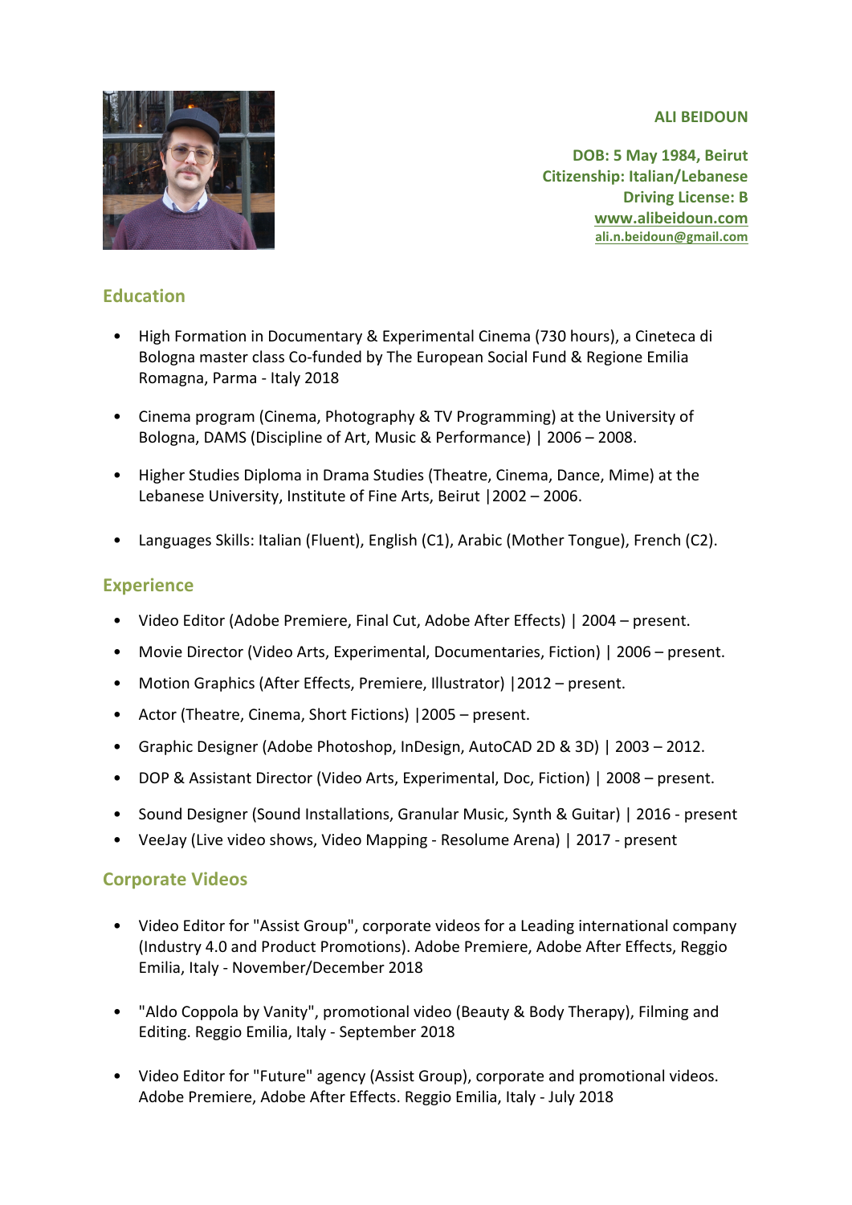**ALI BEIDOUN**

**DOB: 5 May 1984, Beirut**
**Citizenship: Italian/Lebanese**
**Driving License: B**
**www.alibeidoun.com**
**ali.n.beidoun@gmail.com**

## Education

- High Formation in Documentary & Experimental Cinema (730 hours), a Cineteca di Bologna master class Co-funded by The European Social Fund & Regione Emilia Romagna, Parma - Italy 2018

- Cinema program (Cinema, Photography & TV Programming) at the University of Bologna, DAMS (Discipline of Art, Music & Performance) | 2006 – 2008.

- Higher Studies Diploma in Drama Studies (Theatre, Cinema, Dance, Mime) at the Lebanese University, Institute of Fine Arts, Beirut |2002 – 2006.

- Languages Skills: Italian (Fluent), English (C1), Arabic (Mother Tongue), French (C2).

## Experience

- Video Editor (Adobe Premiere, Final Cut, Adobe After Effects) | 2004 – present.
- Movie Director (Video Arts, Experimental, Documentaries, Fiction) | 2006 – present.
- Motion Graphics (After Effects, Premiere, Illustrator) |2012 – present.
- Actor (Theatre, Cinema, Short Fictions) |2005 – present.
- Graphic Designer (Adobe Photoshop, InDesign, AutoCAD 2D & 3D) | 2003 – 2012.
- DOP & Assistant Director (Video Arts, Experimental, Doc, Fiction) | 2008 – present.
- Sound Designer (Sound Installations, Granular Music, Synth & Guitar) | 2016 - present
- VeeJay (Live video shows, Video Mapping - Resolume Arena) | 2017 - present

## Corporate Videos

- Video Editor for "Assist Group", corporate videos for a Leading international company (Industry 4.0 and Product Promotions). Adobe Premiere, Adobe After Effects, Reggio Emilia, Italy - November/December 2018

- "Aldo Coppola by Vanity", promotional video (Beauty & Body Therapy), Filming and Editing. Reggio Emilia, Italy - September 2018

- Video Editor for "Future" agency (Assist Group), corporate and promotional videos. Adobe Premiere, Adobe After Effects. Reggio Emilia, Italy - July 2018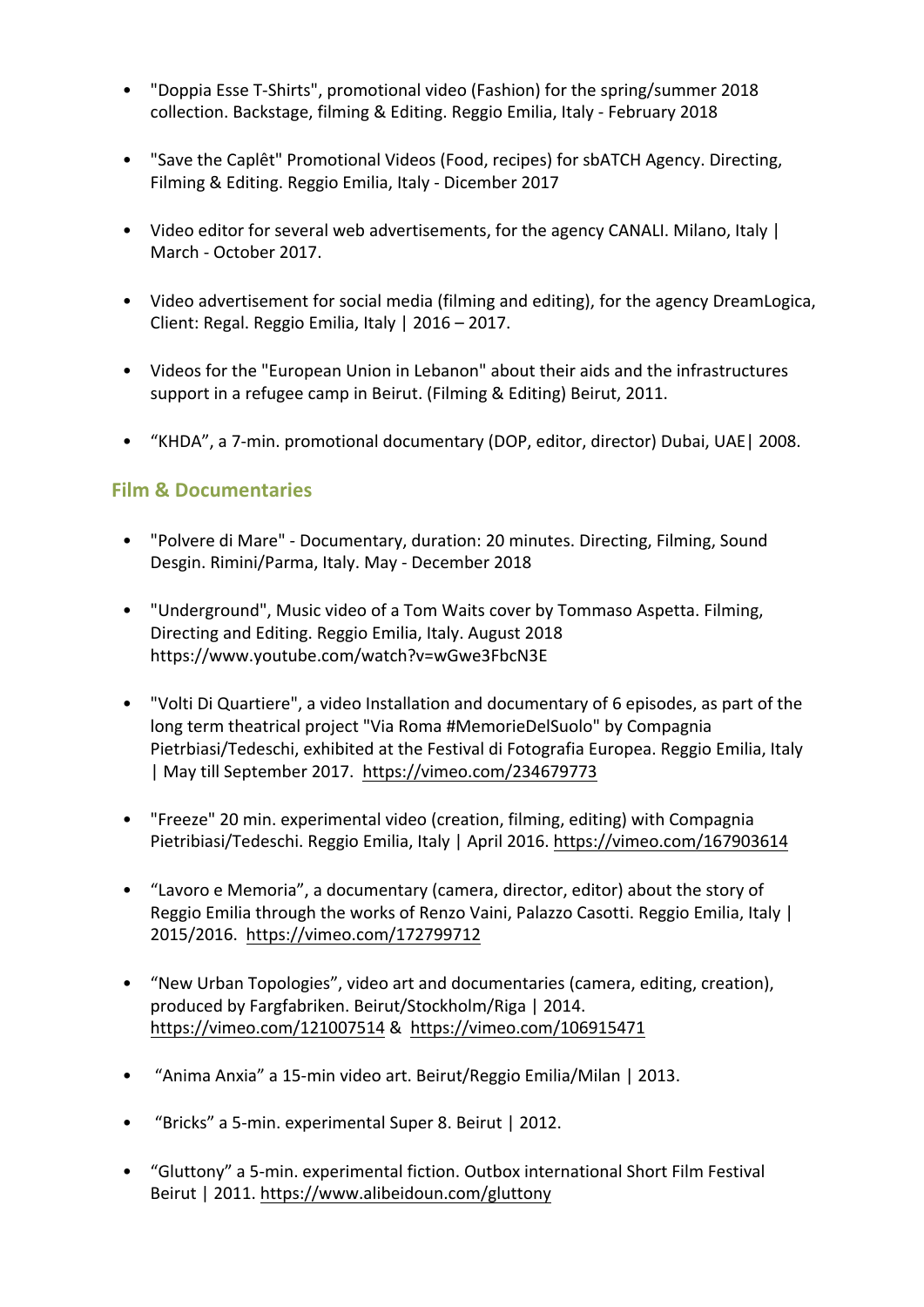- "Doppia Esse T-Shirts", promotional video (Fashion) for the spring/summer 2018 collection. Backstage, filming & Editing. Reggio Emilia, Italy - February 2018

- "Save the Caplêt" Promotional Videos (Food, recipes) for sbATCH Agency. Directing, Filming & Editing. Reggio Emilia, Italy - Dicember 2017

- Video editor for several web advertisements, for the agency CANALI. Milano, Italy | March - October 2017.

- Video advertisement for social media (filming and editing), for the agency DreamLogica, Client: Regal. Reggio Emilia, Italy | 2016 – 2017.

- Videos for the "European Union in Lebanon" about their aids and the infrastructures support in a refugee camp in Beirut. (Filming & Editing) Beirut, 2011.

- “KHDA”, a 7-min. promotional documentary (DOP, editor, director) Dubai, UAE| 2008.

## Film & Documentaries

- "Polvere di Mare" - Documentary, duration: 20 minutes. Directing, Filming, Sound Desgin. Rimini/Parma, Italy. May - December 2018

- "Underground", Music video of a Tom Waits cover by Tommaso Aspetta. Filming, Directing and Editing. Reggio Emilia, Italy. August 2018 https://www.youtube.com/watch?v=wGwe3FbcN3E

- "Volti Di Quartiere", a video Installation and documentary of 6 episodes, as part of the long term theatrical project "Via Roma #MemorieDelSuolo" by Compagnia Pietrbiasi/Tedeschi, exhibited at the Festival di Fotografia Europea. Reggio Emilia, Italy | May till September 2017. https://vimeo.com/234679773

- "Freeze" 20 min. experimental video (creation, filming, editing) with Compagnia Pietribiasi/Tedeschi. Reggio Emilia, Italy | April 2016. https://vimeo.com/167903614

- “Lavoro e Memoria”, a documentary (camera, director, editor) about the story of Reggio Emilia through the works of Renzo Vaini, Palazzo Casotti. Reggio Emilia, Italy | 2015/2016. https://vimeo.com/172799712

- “New Urban Topologies”, video art and documentaries (camera, editing, creation), produced by Fargfabriken. Beirut/Stockholm/Riga | 2014. https://vimeo.com/121007514 & https://vimeo.com/106915471

- “Anima Anxia” a 15-min video art. Beirut/Reggio Emilia/Milan | 2013.

- “Bricks” a 5-min. experimental Super 8. Beirut | 2012.

- “Gluttony” a 5-min. experimental fiction. Outbox international Short Film Festival Beirut | 2011. https://www.alibeidoun.com/gluttony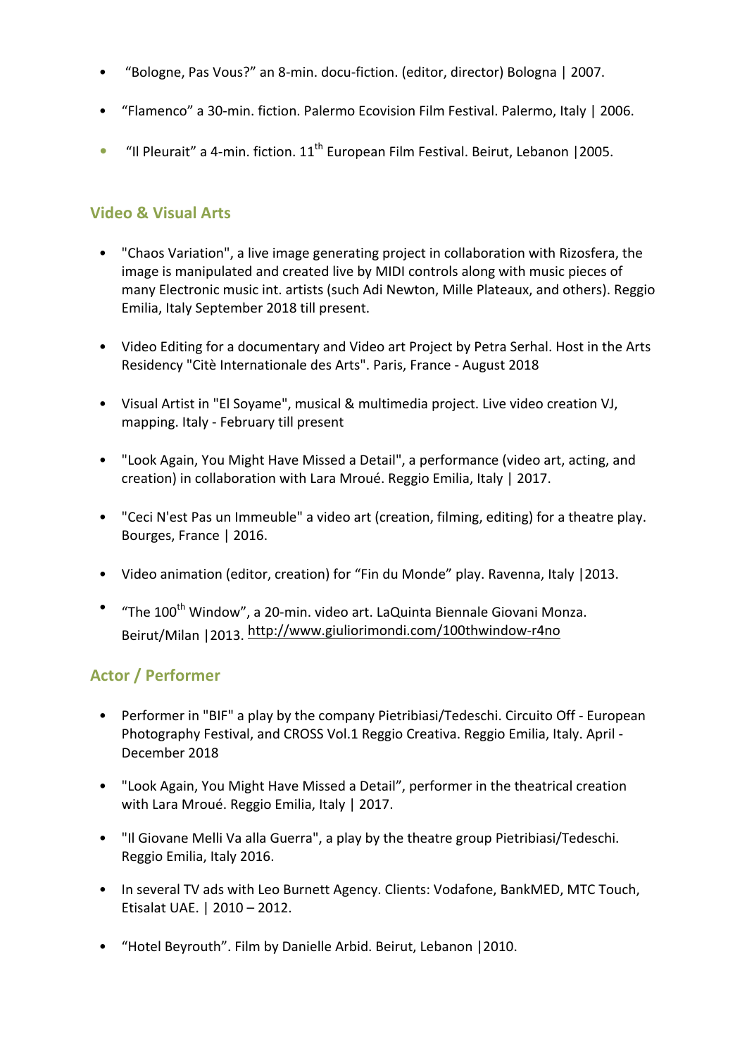- "Bologne, Pas Vous?" an 8-min. docu-fiction. (editor, director) Bologna | 2007.
- "Flamenco" a 30-min. fiction. Palermo Ecovision Film Festival. Palermo, Italy | 2006.
- "Il Pleurait" a 4-min. fiction. 11th European Film Festival. Beirut, Lebanon |2005.

## Video & Visual Arts

- "Chaos Variation", a live image generating project in collaboration with Rizosfera, the image is manipulated and created live by MIDI controls along with music pieces of many Electronic music int. artists (such Adi Newton, Mille Plateaux, and others). Reggio Emilia, Italy September 2018 till present.
- Video Editing for a documentary and Video art Project by Petra Serhal. Host in the Arts Residency "Citè Internationale des Arts". Paris, France - August 2018
- Visual Artist in "El Soyame", musical & multimedia project. Live video creation VJ, mapping. Italy - February till present
- "Look Again, You Might Have Missed a Detail", a performance (video art, acting, and creation) in collaboration with Lara Mroué. Reggio Emilia, Italy | 2017.
- "Ceci N'est Pas un Immeuble" a video art (creation, filming, editing) for a theatre play. Bourges, France | 2016.
- Video animation (editor, creation) for "Fin du Monde" play. Ravenna, Italy |2013.
- "The 100th Window", a 20-min. video art. LaQuinta Biennale Giovani Monza. Beirut/Milan |2013. http://www.giuliorimondi.com/100thwindow-r4no

## Actor / Performer

- Performer in "BIF" a play by the company Pietribiasi/Tedeschi. Circuito Off - European Photography Festival, and CROSS Vol.1 Reggio Creativa. Reggio Emilia, Italy. April - December 2018
- "Look Again, You Might Have Missed a Detail", performer in the theatrical creation with Lara Mroué. Reggio Emilia, Italy | 2017.
- "Il Giovane Melli Va alla Guerra", a play by the theatre group Pietribiasi/Tedeschi. Reggio Emilia, Italy 2016.
- In several TV ads with Leo Burnett Agency. Clients: Vodafone, BankMED, MTC Touch, Etisalat UAE. | 2010 – 2012.
- "Hotel Beyrouth". Film by Danielle Arbid. Beirut, Lebanon |2010.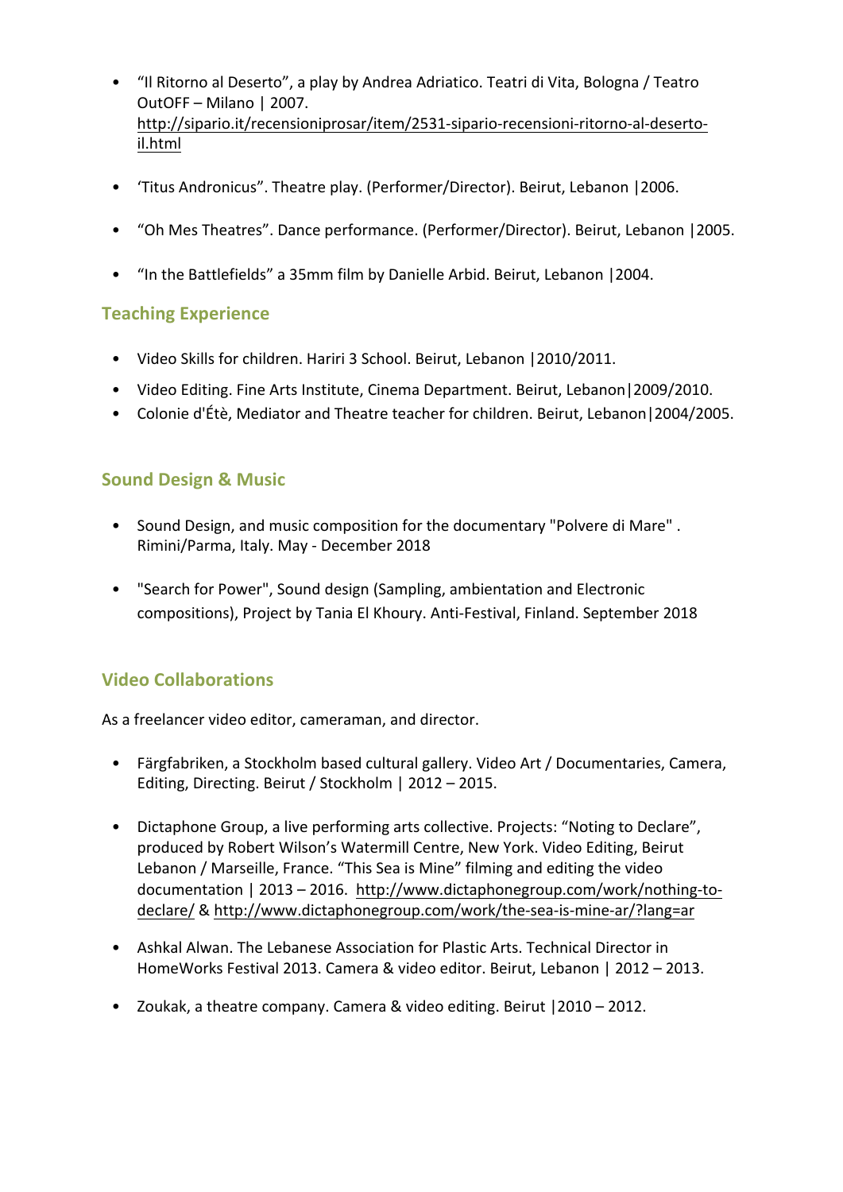- "Il Ritorno al Deserto", a play by Andrea Adriatico. Teatri di Vita, Bologna / Teatro OutOFF – Milano | 2007. http://sipario.it/recensioniprosar/item/2531-sipario-recensioni-ritorno-al-deserto-il.html

- 'Titus Andronicus". Theatre play. (Performer/Director). Beirut, Lebanon |2006.

- "Oh Mes Theatres". Dance performance. (Performer/Director). Beirut, Lebanon |2005.

- "In the Battlefields" a 35mm film by Danielle Arbid. Beirut, Lebanon |2004.

## Teaching Experience

- Video Skills for children. Hariri 3 School. Beirut, Lebanon |2010/2011.
- Video Editing. Fine Arts Institute, Cinema Department. Beirut, Lebanon|2009/2010.
- Colonie d'Étè, Mediator and Theatre teacher for children. Beirut, Lebanon|2004/2005.

## Sound Design & Music

- Sound Design, and music composition for the documentary "Polvere di Mare" . Rimini/Parma, Italy. May - December 2018

- "Search for Power", Sound design (Sampling, ambientation and Electronic compositions), Project by Tania El Khoury. Anti-Festival, Finland. September 2018

## Video Collaborations

As a freelancer video editor, cameraman, and director.

- Färgfabriken, a Stockholm based cultural gallery. Video Art / Documentaries, Camera, Editing, Directing. Beirut / Stockholm | 2012 – 2015.

- Dictaphone Group, a live performing arts collective. Projects: "Noting to Declare", produced by Robert Wilson's Watermill Centre, New York. Video Editing, Beirut Lebanon / Marseille, France. "This Sea is Mine" filming and editing the video documentation | 2013 – 2016. http://www.dictaphonegroup.com/work/nothing-to-declare/ & http://www.dictaphonegroup.com/work/the-sea-is-mine-ar/?lang=ar

- Ashkal Alwan. The Lebanese Association for Plastic Arts. Technical Director in HomeWorks Festival 2013. Camera & video editor. Beirut, Lebanon | 2012 – 2013.

- Zoukak, a theatre company. Camera & video editing. Beirut |2010 – 2012.